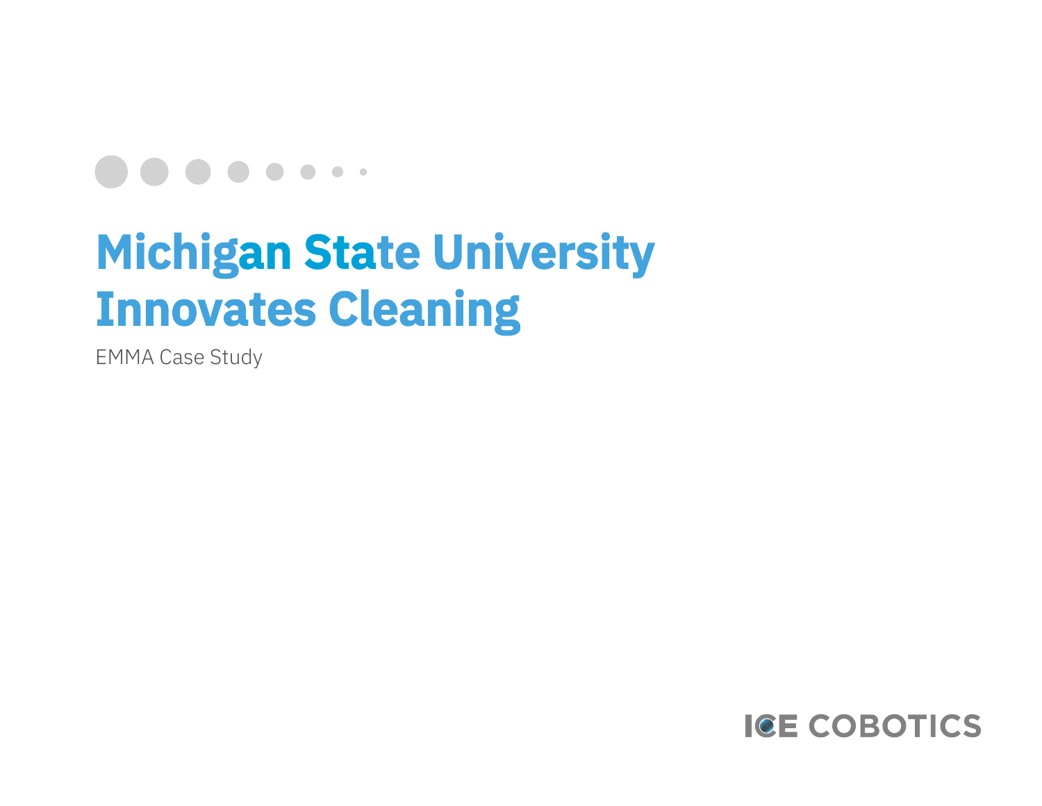# Michigan State University Innovates Cleaning

EMMA Case Study

ICE COBOTICS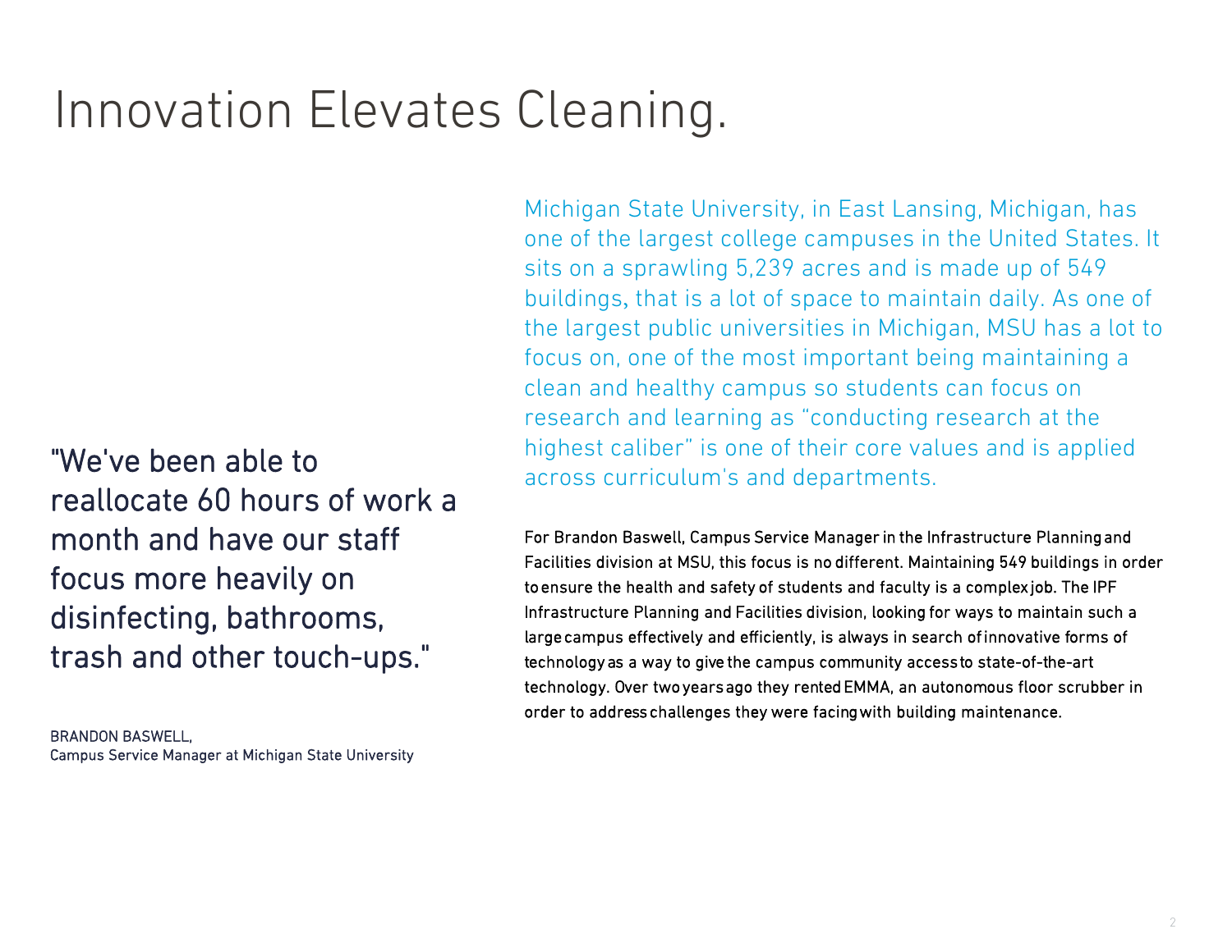# Innovation Elevates Cleaning.

Michigan State University, in East Lansing, Michigan, has one of the largest college campuses in the United States. It sits on a sprawling 5,239 acres and is made up of 549 buildings, that is a lot of space to maintain daily. As one of the largest public universities in Michigan, MSU has a lot to focus on, one of the most important being maintaining a clean and healthy campus so students can focus on research and learning as "conducting research at the highest caliber" is one of their core values and is applied across curriculum's and departments.

"We've been able to reallocate 60 hours of work a month and have our staff focus more heavily on disinfecting, bathrooms, trash and other touch-ups."

BRANDON BASWELL,
Campus Service Manager at Michigan State University

For Brandon Baswell, Campus Service Manager in the Infrastructure Planning and Facilities division at MSU, this focus is no different. Maintaining 549 buildings in order to ensure the health and safety of students and faculty is a complex job. The IPF Infrastructure Planning and Facilities division, looking for ways to maintain such a large campus effectively and efficiently, is always in search of innovative forms of technology as a way to give the campus community access to state-of-the-art technology. Over two years ago they rented EMMA, an autonomous floor scrubber in order to address challenges they were facing with building maintenance.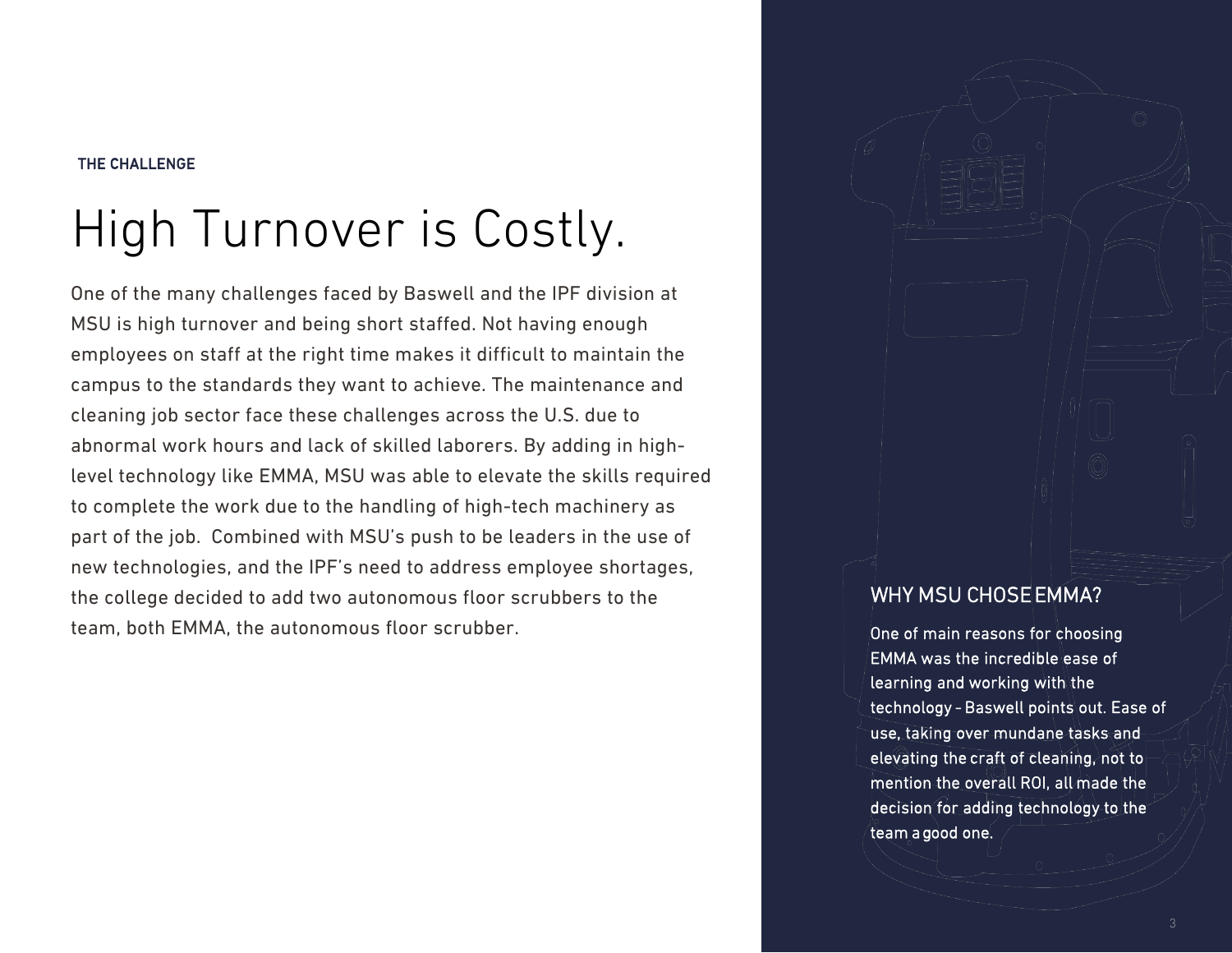**THE CHALLENGE**

# High Turnover is Costly.

One of the many challenges faced by Baswell and the IPF division at MSU is high turnover and being short staffed. Not having enough employees on staff at the right time makes it difficult to maintain the campus to the standards they want to achieve. The maintenance and cleaning job sector face these challenges across the U.S. due to abnormal work hours and lack of skilled laborers. By adding in high-level technology like EMMA, MSU was able to elevate the skills required to complete the work due to the handling of high-tech machinery as part of the job. Combined with MSU's push to be leaders in the use of new technologies, and the IPF's need to address employee shortages, the college decided to add two autonomous floor scrubbers to the team, both EMMA, the autonomous floor scrubber.

## WHY MSU CHOSE EMMA?

One of main reasons for choosing EMMA was the incredible ease of learning and working with the technology - Baswell points out. Ease of use, taking over mundane tasks and elevating the craft of cleaning, not to mention the overall ROI, all made the decision for adding technology to the team a good one.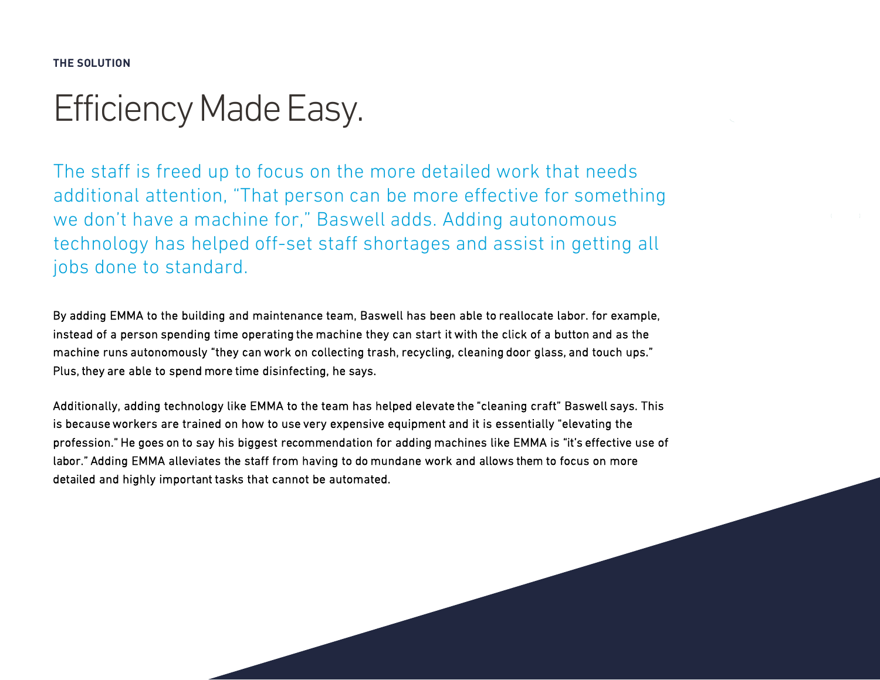**THE SOLUTION**

# Efficiency Made Easy.

The staff is freed up to focus on the more detailed work that needs additional attention, "That person can be more effective for something we don't have a machine for," Baswell adds. Adding autonomous technology has helped off-set staff shortages and assist in getting all jobs done to standard.

By adding EMMA to the building and maintenance team, Baswell has been able to reallocate labor. for example, instead of a person spending time operating the machine they can start it with the click of a button and as the machine runs autonomously "they can work on collecting trash, recycling, cleaning door glass, and touch ups." Plus, they are able to spend more time disinfecting, he says.

Additionally, adding technology like EMMA to the team has helped elevate the "cleaning craft" Baswell says. This is because workers are trained on how to use very expensive equipment and it is essentially "elevating the profession." He goes on to say his biggest recommendation for adding machines like EMMA is "it's effective use of labor." Adding EMMA alleviates the staff from having to do mundane work and allows them to focus on more detailed and highly important tasks that cannot be automated.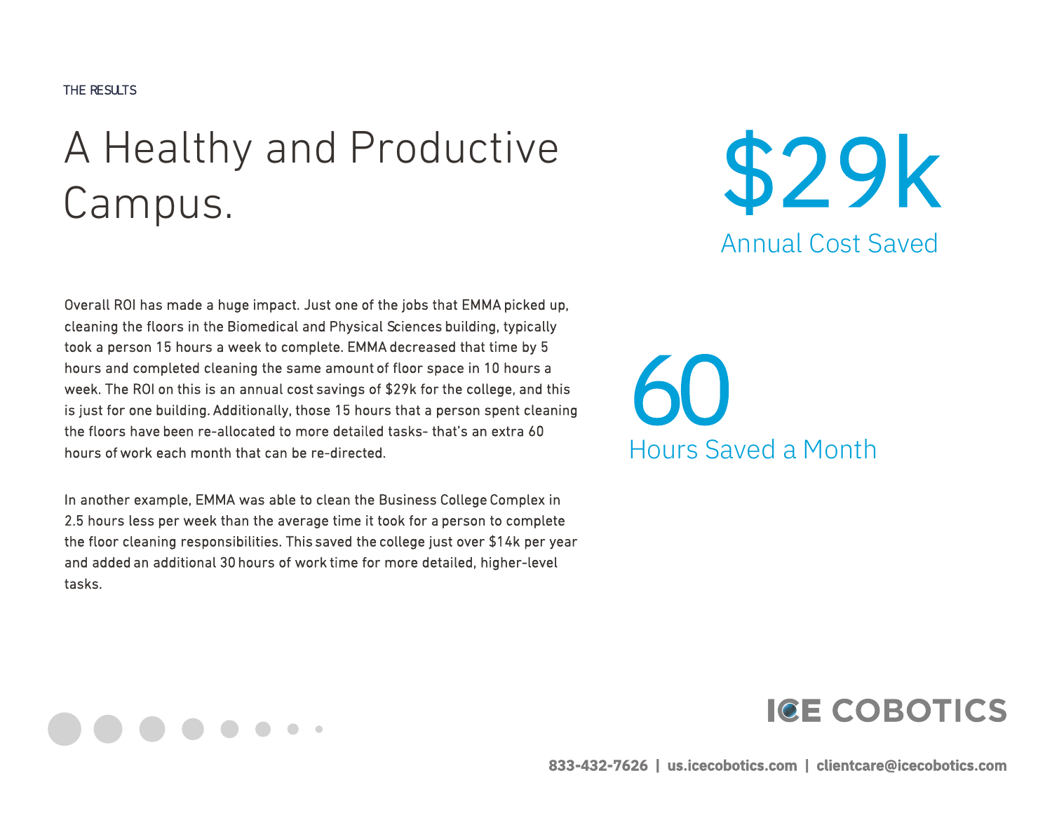THE RESULTS

# A Healthy and Productive Campus.

**$29k**
Annual Cost Saved

Overall ROI has made a huge impact. Just one of the jobs that EMMA picked up, cleaning the floors in the Biomedical and Physical Sciences building, typically took a person 15 hours a week to complete. EMMA decreased that time by 5 hours and completed cleaning the same amount of floor space in 10 hours a week. The ROI on this is an annual cost savings of $29k for the college, and this is just for one building. Additionally, those 15 hours that a person spent cleaning the floors have been re-allocated to more detailed tasks- that's an extra 60 hours of work each month that can be re-directed.

**60**
Hours Saved a Month

In another example, EMMA was able to clean the Business College Complex in 2.5 hours less per week than the average time it took for a person to complete the floor cleaning responsibilities. This saved the college just over $14k per year and added an additional 30 hours of work time for more detailed, higher-level tasks.

ICE COBOTICS

833-432-7626 | us.icecobotics.com | clientcare@icecobotics.com